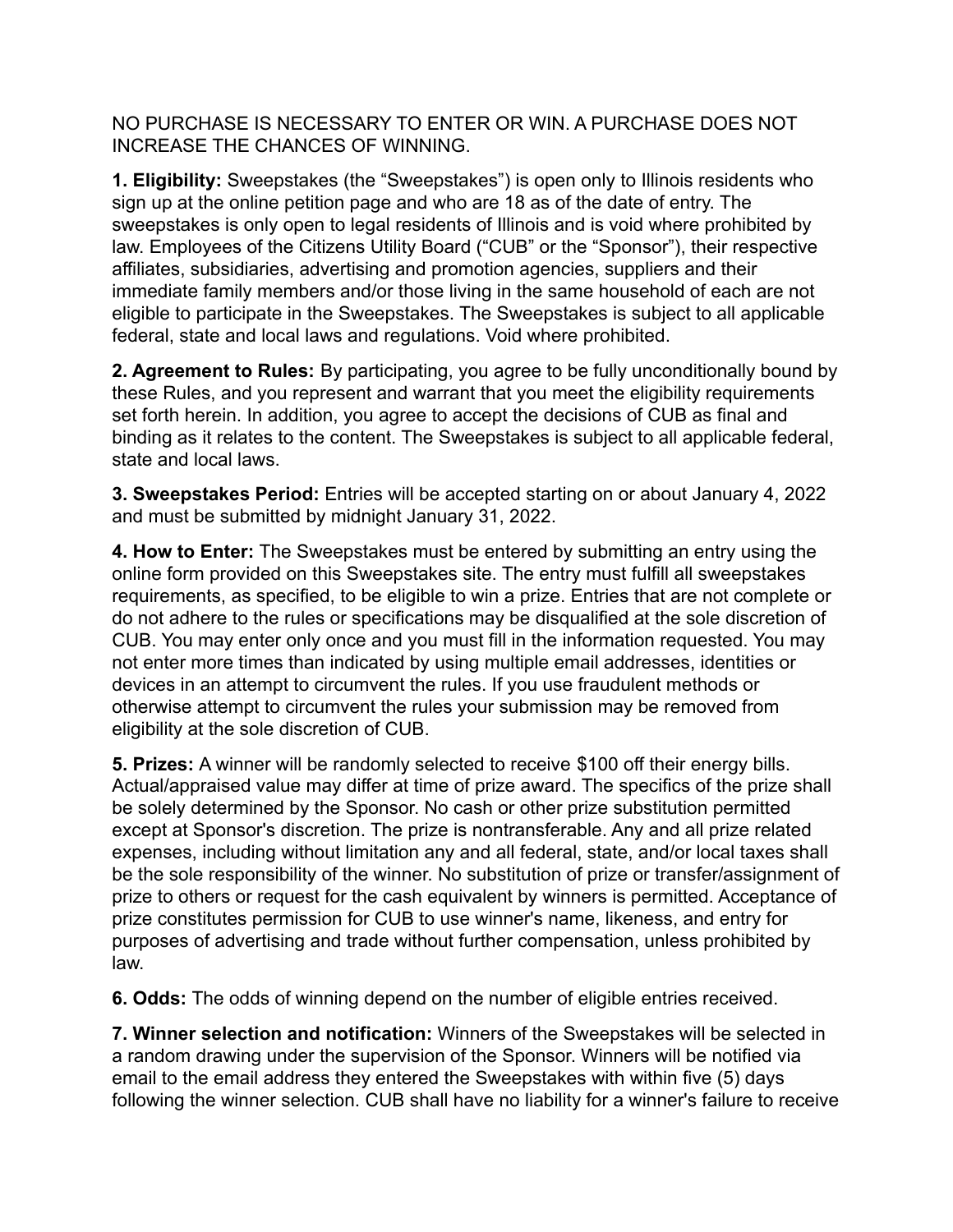NO PURCHASE IS NECESSARY TO ENTER OR WIN. A PURCHASE DOES NOT INCREASE THE CHANCES OF WINNING.

**1. Eligibility:** Sweepstakes (the "Sweepstakes") is open only to Illinois residents who sign up at the online petition page and who are 18 as of the date of entry. The sweepstakes is only open to legal residents of Illinois and is void where prohibited by law. Employees of the Citizens Utility Board ("CUB" or the "Sponsor"), their respective affiliates, subsidiaries, advertising and promotion agencies, suppliers and their immediate family members and/or those living in the same household of each are not eligible to participate in the Sweepstakes. The Sweepstakes is subject to all applicable federal, state and local laws and regulations. Void where prohibited.

**2. Agreement to Rules:** By participating, you agree to be fully unconditionally bound by these Rules, and you represent and warrant that you meet the eligibility requirements set forth herein. In addition, you agree to accept the decisions of CUB as final and binding as it relates to the content. The Sweepstakes is subject to all applicable federal, state and local laws.

**3. Sweepstakes Period:** Entries will be accepted starting on or about January 4, 2022 and must be submitted by midnight January 31, 2022.

**4. How to Enter:** The Sweepstakes must be entered by submitting an entry using the online form provided on this Sweepstakes site. The entry must fulfill all sweepstakes requirements, as specified, to be eligible to win a prize. Entries that are not complete or do not adhere to the rules or specifications may be disqualified at the sole discretion of CUB. You may enter only once and you must fill in the information requested. You may not enter more times than indicated by using multiple email addresses, identities or devices in an attempt to circumvent the rules. If you use fraudulent methods or otherwise attempt to circumvent the rules your submission may be removed from eligibility at the sole discretion of CUB.

**5. Prizes:** A winner will be randomly selected to receive $100 off their energy bills. Actual/appraised value may differ at time of prize award. The specifics of the prize shall be solely determined by the Sponsor. No cash or other prize substitution permitted except at Sponsor's discretion. The prize is nontransferable. Any and all prize related expenses, including without limitation any and all federal, state, and/or local taxes shall be the sole responsibility of the winner. No substitution of prize or transfer/assignment of prize to others or request for the cash equivalent by winners is permitted. Acceptance of prize constitutes permission for CUB to use winner's name, likeness, and entry for purposes of advertising and trade without further compensation, unless prohibited by law.

**6. Odds:** The odds of winning depend on the number of eligible entries received.

**7. Winner selection and notification:** Winners of the Sweepstakes will be selected in a random drawing under the supervision of the Sponsor. Winners will be notified via email to the email address they entered the Sweepstakes with within five (5) days following the winner selection. CUB shall have no liability for a winner's failure to receive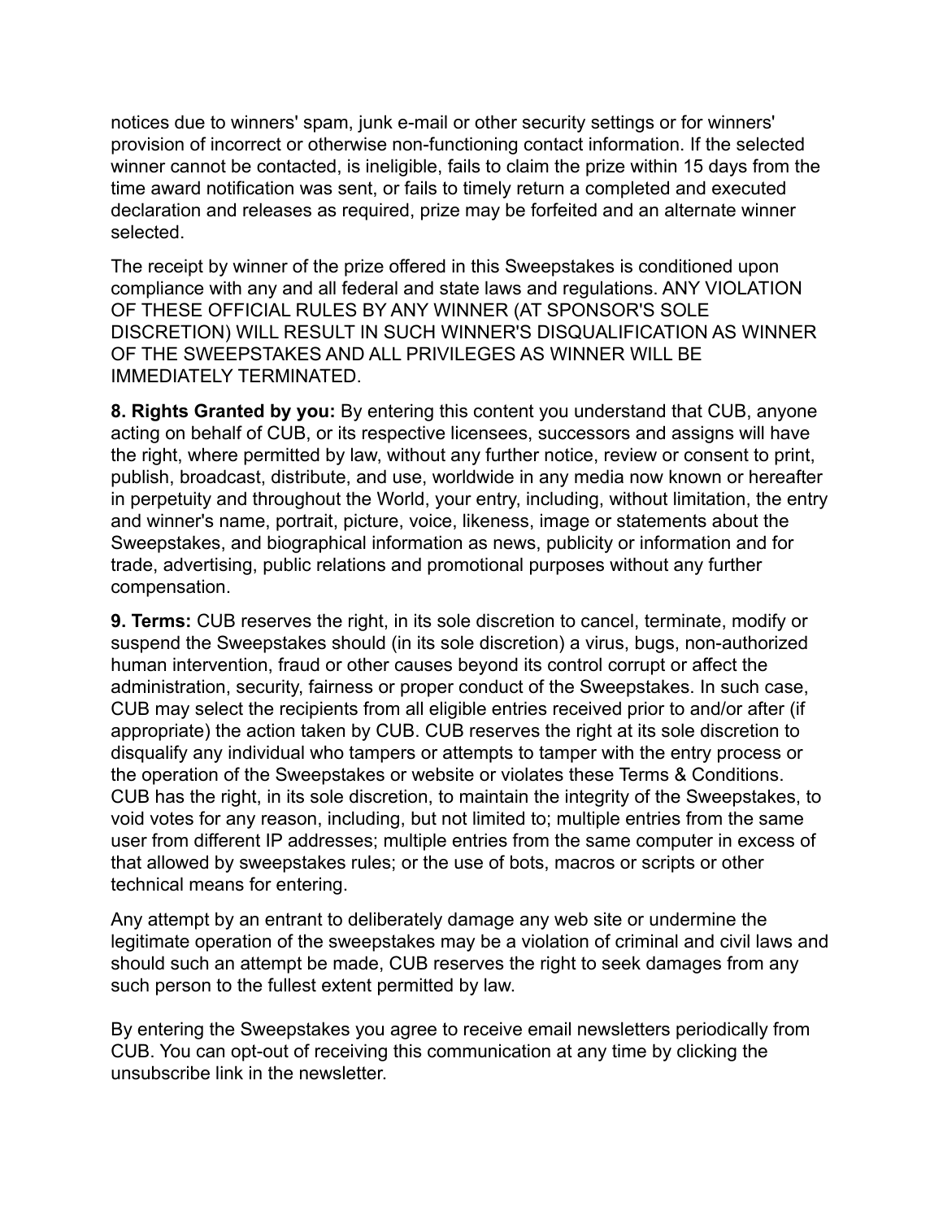notices due to winners' spam, junk e-mail or other security settings or for winners' provision of incorrect or otherwise non-functioning contact information. If the selected winner cannot be contacted, is ineligible, fails to claim the prize within 15 days from the time award notification was sent, or fails to timely return a completed and executed declaration and releases as required, prize may be forfeited and an alternate winner selected.

The receipt by winner of the prize offered in this Sweepstakes is conditioned upon compliance with any and all federal and state laws and regulations. ANY VIOLATION OF THESE OFFICIAL RULES BY ANY WINNER (AT SPONSOR'S SOLE DISCRETION) WILL RESULT IN SUCH WINNER'S DISQUALIFICATION AS WINNER OF THE SWEEPSTAKES AND ALL PRIVILEGES AS WINNER WILL BE IMMEDIATELY TERMINATED.

**8. Rights Granted by you:** By entering this content you understand that CUB, anyone acting on behalf of CUB, or its respective licensees, successors and assigns will have the right, where permitted by law, without any further notice, review or consent to print, publish, broadcast, distribute, and use, worldwide in any media now known or hereafter in perpetuity and throughout the World, your entry, including, without limitation, the entry and winner's name, portrait, picture, voice, likeness, image or statements about the Sweepstakes, and biographical information as news, publicity or information and for trade, advertising, public relations and promotional purposes without any further compensation.

**9. Terms:** CUB reserves the right, in its sole discretion to cancel, terminate, modify or suspend the Sweepstakes should (in its sole discretion) a virus, bugs, non-authorized human intervention, fraud or other causes beyond its control corrupt or affect the administration, security, fairness or proper conduct of the Sweepstakes. In such case, CUB may select the recipients from all eligible entries received prior to and/or after (if appropriate) the action taken by CUB. CUB reserves the right at its sole discretion to disqualify any individual who tampers or attempts to tamper with the entry process or the operation of the Sweepstakes or website or violates these Terms & Conditions. CUB has the right, in its sole discretion, to maintain the integrity of the Sweepstakes, to void votes for any reason, including, but not limited to; multiple entries from the same user from different IP addresses; multiple entries from the same computer in excess of that allowed by sweepstakes rules; or the use of bots, macros or scripts or other technical means for entering.

Any attempt by an entrant to deliberately damage any web site or undermine the legitimate operation of the sweepstakes may be a violation of criminal and civil laws and should such an attempt be made, CUB reserves the right to seek damages from any such person to the fullest extent permitted by law.

By entering the Sweepstakes you agree to receive email newsletters periodically from CUB. You can opt-out of receiving this communication at any time by clicking the unsubscribe link in the newsletter.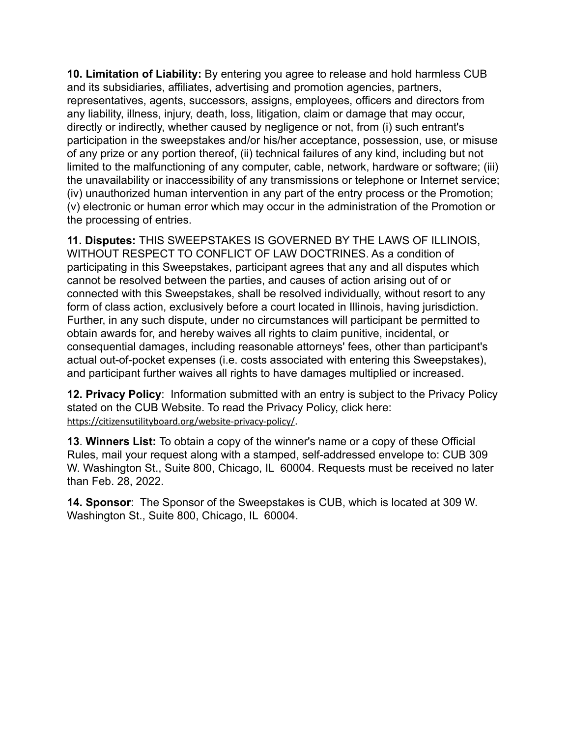**10. Limitation of Liability:** By entering you agree to release and hold harmless CUB and its subsidiaries, affiliates, advertising and promotion agencies, partners, representatives, agents, successors, assigns, employees, officers and directors from any liability, illness, injury, death, loss, litigation, claim or damage that may occur, directly or indirectly, whether caused by negligence or not, from (i) such entrant's participation in the sweepstakes and/or his/her acceptance, possession, use, or misuse of any prize or any portion thereof, (ii) technical failures of any kind, including but not limited to the malfunctioning of any computer, cable, network, hardware or software; (iii) the unavailability or inaccessibility of any transmissions or telephone or Internet service; (iv) unauthorized human intervention in any part of the entry process or the Promotion; (v) electronic or human error which may occur in the administration of the Promotion or the processing of entries.

**11. Disputes:** THIS SWEEPSTAKES IS GOVERNED BY THE LAWS OF ILLINOIS, WITHOUT RESPECT TO CONFLICT OF LAW DOCTRINES. As a condition of participating in this Sweepstakes, participant agrees that any and all disputes which cannot be resolved between the parties, and causes of action arising out of or connected with this Sweepstakes, shall be resolved individually, without resort to any form of class action, exclusively before a court located in Illinois, having jurisdiction. Further, in any such dispute, under no circumstances will participant be permitted to obtain awards for, and hereby waives all rights to claim punitive, incidental, or consequential damages, including reasonable attorneys' fees, other than participant's actual out-of-pocket expenses (i.e. costs associated with entering this Sweepstakes), and participant further waives all rights to have damages multiplied or increased.

**12. Privacy Policy**: Information submitted with an entry is subject to the Privacy Policy stated on the CUB Website. To read the Privacy Policy, click here: https://citizensutilityboard.org/website-privacy-policy/.

**13**. **Winners List:** To obtain a copy of the winner's name or a copy of these Official Rules, mail your request along with a stamped, self-addressed envelope to: CUB 309 W. Washington St., Suite 800, Chicago, IL 60004. Requests must be received no later than Feb. 28, 2022.

**14. Sponsor**: The Sponsor of the Sweepstakes is CUB, which is located at 309 W. Washington St., Suite 800, Chicago, IL 60004.